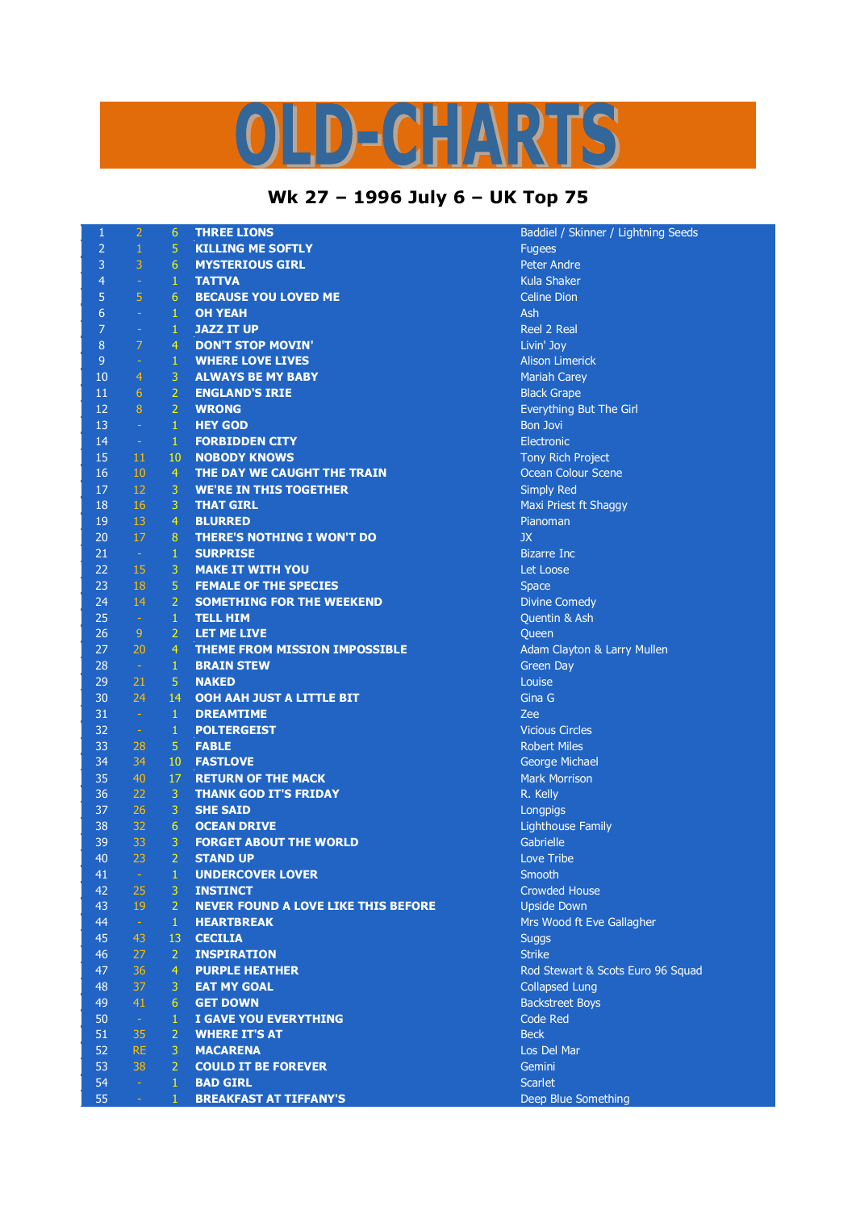# OLD-CHARTS

## Wk 27 – 1996 July 6 – UK Top 75

| | | | | |
|---|---|---|---|---|
| 1 | 2 | 6 | THREE LIONS | Baddiel / Skinner / Lightning Seeds |
| 2 | 1 | 5 | KILLING ME SOFTLY | Fugees |
| 3 | 3 | 6 | MYSTERIOUS GIRL | Peter Andre |
| 4 | - | 1 | TATTVA | Kula Shaker |
| 5 | 5 | 6 | BECAUSE YOU LOVED ME | Celine Dion |
| 6 | - | 1 | OH YEAH | Ash |
| 7 | - | 1 | JAZZ IT UP | Reel 2 Real |
| 8 | 7 | 4 | DON'T STOP MOVIN' | Livin' Joy |
| 9 | - | 1 | WHERE LOVE LIVES | Alison Limerick |
| 10 | 4 | 3 | ALWAYS BE MY BABY | Mariah Carey |
| 11 | 6 | 2 | ENGLAND'S IRIE | Black Grape |
| 12 | 8 | 2 | WRONG | Everything But The Girl |
| 13 | - | 1 | HEY GOD | Bon Jovi |
| 14 | - | 1 | FORBIDDEN CITY | Electronic |
| 15 | 11 | 10 | NOBODY KNOWS | Tony Rich Project |
| 16 | 10 | 4 | THE DAY WE CAUGHT THE TRAIN | Ocean Colour Scene |
| 17 | 12 | 3 | WE'RE IN THIS TOGETHER | Simply Red |
| 18 | 16 | 3 | THAT GIRL | Maxi Priest ft Shaggy |
| 19 | 13 | 4 | BLURRED | Pianoman |
| 20 | 17 | 8 | THERE'S NOTHING I WON'T DO | JX |
| 21 | - | 1 | SURPRISE | Bizarre Inc |
| 22 | 15 | 3 | MAKE IT WITH YOU | Let Loose |
| 23 | 18 | 5 | FEMALE OF THE SPECIES | Space |
| 24 | 14 | 2 | SOMETHING FOR THE WEEKEND | Divine Comedy |
| 25 | - | 1 | TELL HIM | Quentin & Ash |
| 26 | 9 | 2 | LET ME LIVE | Queen |
| 27 | 20 | 4 | THEME FROM MISSION IMPOSSIBLE | Adam Clayton & Larry Mullen |
| 28 | - | 1 | BRAIN STEW | Green Day |
| 29 | 21 | 5 | NAKED | Louise |
| 30 | 24 | 14 | OOH AAH JUST A LITTLE BIT | Gina G |
| 31 | - | 1 | DREAMTIME | Zee |
| 32 | - | 1 | POLTERGEIST | Vicious Circles |
| 33 | 28 | 5 | FABLE | Robert Miles |
| 34 | 34 | 10 | FASTLOVE | George Michael |
| 35 | 40 | 17 | RETURN OF THE MACK | Mark Morrison |
| 36 | 22 | 3 | THANK GOD IT'S FRIDAY | R. Kelly |
| 37 | 26 | 3 | SHE SAID | Longpigs |
| 38 | 32 | 6 | OCEAN DRIVE | Lighthouse Family |
| 39 | 33 | 3 | FORGET ABOUT THE WORLD | Gabrielle |
| 40 | 23 | 2 | STAND UP | Love Tribe |
| 41 | - | 1 | UNDERCOVER LOVER | Smooth |
| 42 | 25 | 3 | INSTINCT | Crowded House |
| 43 | 19 | 2 | NEVER FOUND A LOVE LIKE THIS BEFORE | Upside Down |
| 44 | - | 1 | HEARTBREAK | Mrs Wood ft Eve Gallagher |
| 45 | 43 | 13 | CECILIA | Suggs |
| 46 | 27 | 2 | INSPIRATION | Strike |
| 47 | 36 | 4 | PURPLE HEATHER | Rod Stewart & Scots Euro 96 Squad |
| 48 | 37 | 3 | EAT MY GOAL | Collapsed Lung |
| 49 | 41 | 6 | GET DOWN | Backstreet Boys |
| 50 | - | 1 | I GAVE YOU EVERYTHING | Code Red |
| 51 | 35 | 2 | WHERE IT'S AT | Beck |
| 52 | RE | 3 | MACARENA | Los Del Mar |
| 53 | 38 | 2 | COULD IT BE FOREVER | Gemini |
| 54 | - | 1 | BAD GIRL | Scarlet |
| 55 | - | 1 | BREAKFAST AT TIFFANY'S | Deep Blue Something |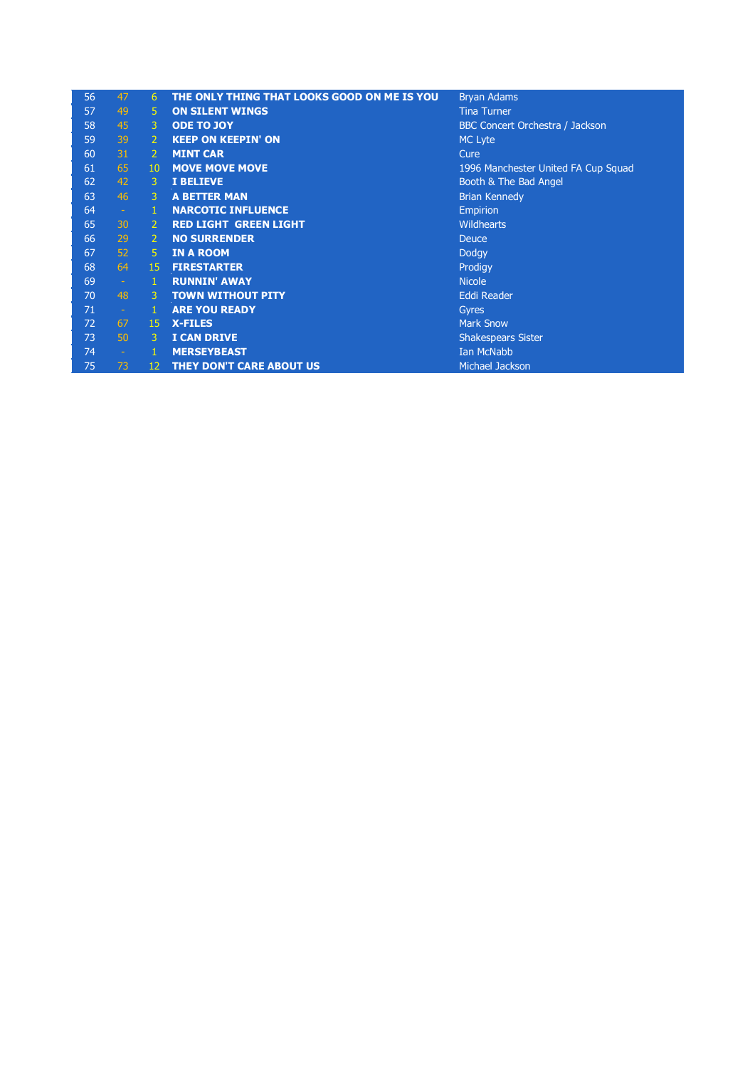| | | | | |
|---|---|---|---|---|
| 56 | 47 | 6 | **THE ONLY THING THAT LOOKS GOOD ON ME IS YOU** | Bryan Adams |
| 57 | 49 | 5 | **ON SILENT WINGS** | Tina Turner |
| 58 | 45 | 3 | **ODE TO JOY** | BBC Concert Orchestra / Jackson |
| 59 | 39 | 2 | **KEEP ON KEEPIN' ON** | MC Lyte |
| 60 | 31 | 2 | **MINT CAR** | Cure |
| 61 | 65 | 10 | **MOVE MOVE MOVE** | 1996 Manchester United FA Cup Squad |
| 62 | 42 | 3 | **I BELIEVE** | Booth & The Bad Angel |
| 63 | 46 | 3 | **A BETTER MAN** | Brian Kennedy |
| 64 | - | 1 | **NARCOTIC INFLUENCE** | Empirion |
| 65 | 30 | 2 | **RED LIGHT GREEN LIGHT** | Wildhearts |
| 66 | 29 | 2 | **NO SURRENDER** | Deuce |
| 67 | 52 | 5 | **IN A ROOM** | Dodgy |
| 68 | 64 | 15 | **FIRESTARTER** | Prodigy |
| 69 | - | 1 | **RUNNIN' AWAY** | Nicole |
| 70 | 48 | 3 | **TOWN WITHOUT PITY** | Eddi Reader |
| 71 | - | 1 | **ARE YOU READY** | Gyres |
| 72 | 67 | 15 | **X-FILES** | Mark Snow |
| 73 | 50 | 3 | **I CAN DRIVE** | Shakespears Sister |
| 74 | - | 1 | **MERSEYBEAST** | Ian McNabb |
| 75 | 73 | 12 | **THEY DON'T CARE ABOUT US** | Michael Jackson |